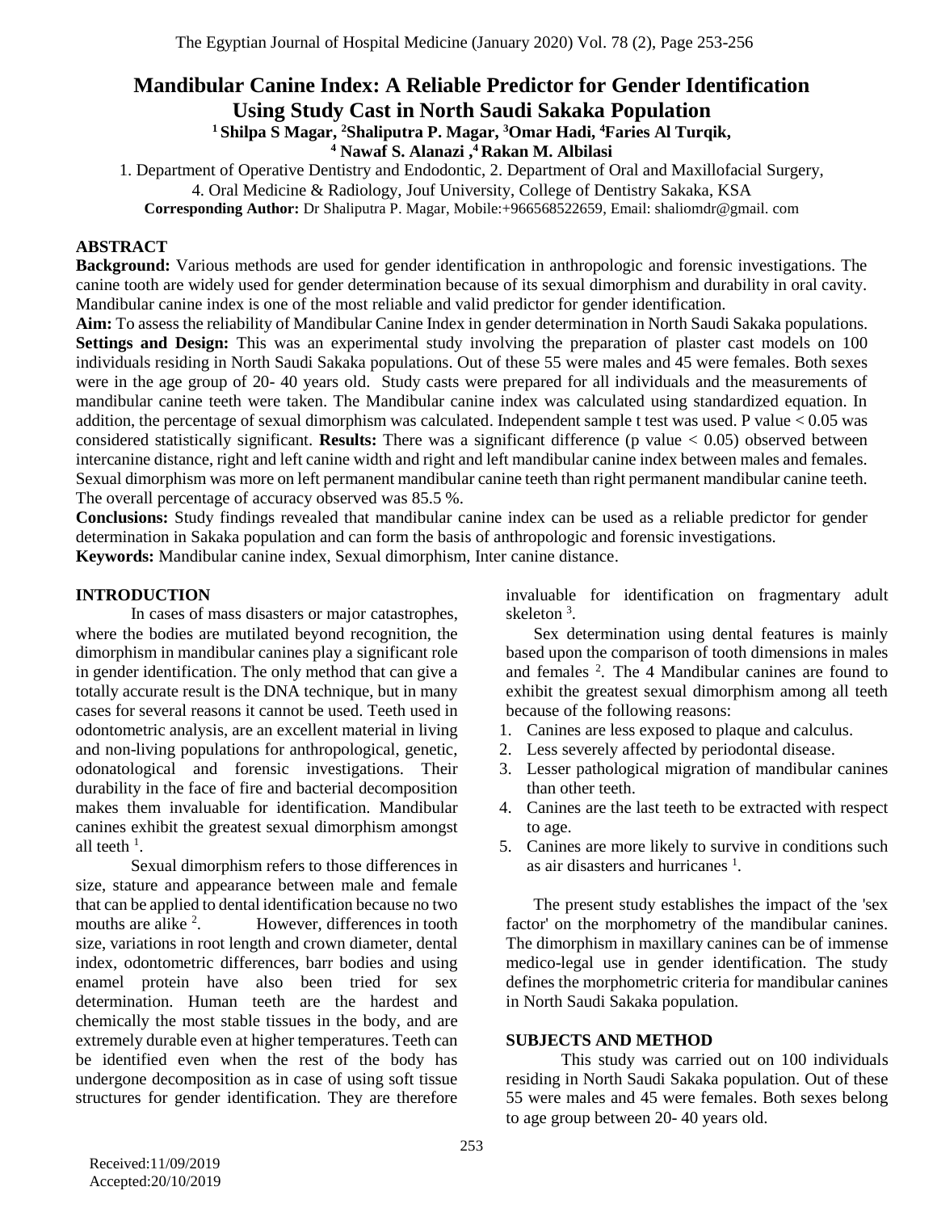# Mandibular Canine Index: A Reliable Predictor for Gender Identification Using Study Cast in North Saudi Sakaka Population

[1] Shilpa S Magar, [2]Shaliputra P. Magar, [3]Omar Hadi, [4]Faries Al Turqik, [4] Nawaf S. Alanazi ,[4] Rakan M. Albilasi

1. Department of Operative Dentistry and Endodontic, 2. Department of Oral and Maxillofacial Surgery, 4. Oral Medicine & Radiology, Jouf University, College of Dentistry Sakaka, KSA

**Corresponding Author:** Dr Shaliputra P. Magar, Mobile:+966568522659, Email: shaliomdr@gmail. com

## ABSTRACT

**Background:** Various methods are used for gender identification in anthropologic and forensic investigations. The canine tooth are widely used for gender determination because of its sexual dimorphism and durability in oral cavity. Mandibular canine index is one of the most reliable and valid predictor for gender identification.

**Aim:** To assess the reliability of Mandibular Canine Index in gender determination in North Saudi Sakaka populations.

**Settings and Design:** This was an experimental study involving the preparation of plaster cast models on 100 individuals residing in North Saudi Sakaka populations. Out of these 55 were males and 45 were females. Both sexes were in the age group of 20- 40 years old. Study casts were prepared for all individuals and the measurements of mandibular canine teeth were taken. The Mandibular canine index was calculated using standardized equation. In addition, the percentage of sexual dimorphism was calculated. Independent sample t test was used. P value < 0.05 was considered statistically significant. **Results:** There was a significant difference (p value < 0.05) observed between intercanine distance, right and left canine width and right and left mandibular canine index between males and females. Sexual dimorphism was more on left permanent mandibular canine teeth than right permanent mandibular canine teeth. The overall percentage of accuracy observed was 85.5 %.

**Conclusions:** Study findings revealed that mandibular canine index can be used as a reliable predictor for gender determination in Sakaka population and can form the basis of anthropologic and forensic investigations.

**Keywords:** Mandibular canine index, Sexual dimorphism, Inter canine distance.

## INTRODUCTION

In cases of mass disasters or major catastrophes, where the bodies are mutilated beyond recognition, the dimorphism in mandibular canines play a significant role in gender identification. The only method that can give a totally accurate result is the DNA technique, but in many cases for several reasons it cannot be used. Teeth used in odontometric analysis, are an excellent material in living and non-living populations for anthropological, genetic, odonatological and forensic investigations. Their durability in the face of fire and bacterial decomposition makes them invaluable for identification. Mandibular canines exhibit the greatest sexual dimorphism amongst all teeth [1].

Sexual dimorphism refers to those differences in size, stature and appearance between male and female that can be applied to dental identification because no two mouths are alike [2]. However, differences in tooth size, variations in root length and crown diameter, dental index, odontometric differences, barr bodies and using enamel protein have also been tried for sex determination. Human teeth are the hardest and chemically the most stable tissues in the body, and are extremely durable even at higher temperatures. Teeth can be identified even when the rest of the body has undergone decomposition as in case of using soft tissue structures for gender identification. They are therefore invaluable for identification on fragmentary adult skeleton [3].

Sex determination using dental features is mainly based upon the comparison of tooth dimensions in males and females [2]. The 4 Mandibular canines are found to exhibit the greatest sexual dimorphism among all teeth because of the following reasons:

1. Canines are less exposed to plaque and calculus.
2. Less severely affected by periodontal disease.
3. Lesser pathological migration of mandibular canines than other teeth.
4. Canines are the last teeth to be extracted with respect to age.
5. Canines are more likely to survive in conditions such as air disasters and hurricanes [1].

The present study establishes the impact of the 'sex factor' on the morphometry of the mandibular canines. The dimorphism in maxillary canines can be of immense medico-legal use in gender identification. The study defines the morphometric criteria for mandibular canines in North Saudi Sakaka population.

## SUBJECTS AND METHOD

This study was carried out on 100 individuals residing in North Saudi Sakaka population. Out of these 55 were males and 45 were females. Both sexes belong to age group between 20- 40 years old.

Received:11/09/2019
Accepted:20/10/2019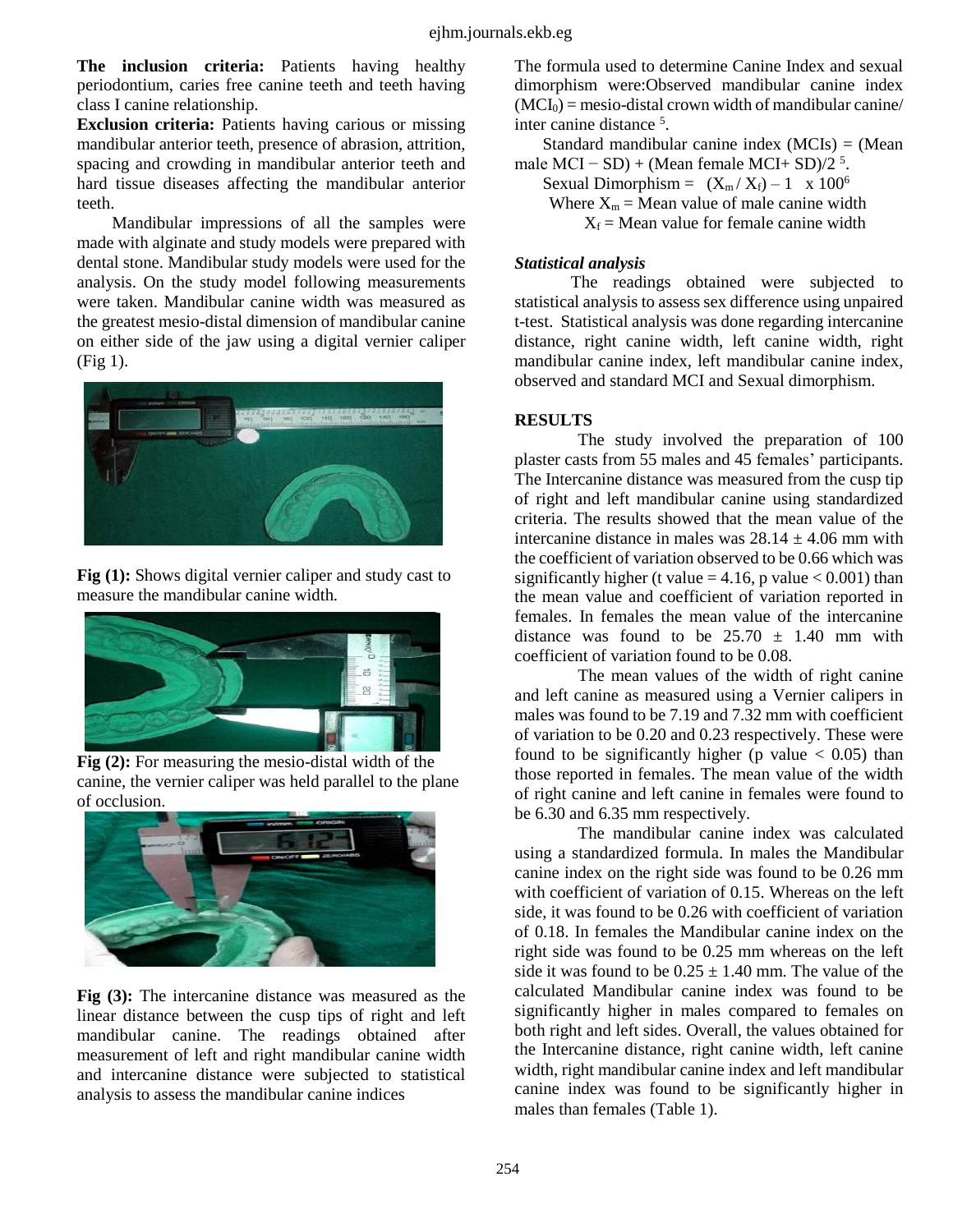**The inclusion criteria:** Patients having healthy periodontium, caries free canine teeth and teeth having class I canine relationship.

**Exclusion criteria:** Patients having carious or missing mandibular anterior teeth, presence of abrasion, attrition, spacing and crowding in mandibular anterior teeth and hard tissue diseases affecting the mandibular anterior teeth.

Mandibular impressions of all the samples were made with alginate and study models were prepared with dental stone. Mandibular study models were used for the analysis. On the study model following measurements were taken. Mandibular canine width was measured as the greatest mesio-distal dimension of mandibular canine on either side of the jaw using a digital vernier caliper (Fig 1).

**Fig (1):** Shows digital vernier caliper and study cast to measure the mandibular canine width.

**Fig (2):** For measuring the mesio-distal width of the canine, the vernier caliper was held parallel to the plane of occlusion.

**Fig (3):** The intercanine distance was measured as the linear distance between the cusp tips of right and left mandibular canine. The readings obtained after measurement of left and right mandibular canine width and intercanine distance were subjected to statistical analysis to assess the mandibular canine indices

The formula used to determine Canine Index and sexual dimorphism were: Observed mandibular canine index ($MCI_0$) = mesio-distal crown width of mandibular canine/ inter canine distance [5].

Standard mandibular canine index (MCIs) = (Mean male MCI − SD) + (Mean female MCI+ SD)/2 [5].

Sexual Dimorphism = $(X_m / X_f) - 1 \times 100$[6]

Where $X_m$ = Mean value of male canine width

$X_f$ = Mean value for female canine width

***Statistical analysis***

The readings obtained were subjected to statistical analysis to assess sex difference using unpaired t-test. Statistical analysis was done regarding intercanine distance, right canine width, left canine width, right mandibular canine index, left mandibular canine index, observed and standard MCI and Sexual dimorphism.

## RESULTS

The study involved the preparation of 100 plaster casts from 55 males and 45 females' participants. The Intercanine distance was measured from the cusp tip of right and left mandibular canine using standardized criteria. The results showed that the mean value of the intercanine distance in males was 28.14 ± 4.06 mm with the coefficient of variation observed to be 0.66 which was significantly higher (t value = 4.16, p value < 0.001) than the mean value and coefficient of variation reported in females. In females the mean value of the intercanine distance was found to be 25.70 ± 1.40 mm with coefficient of variation found to be 0.08.

The mean values of the width of right canine and left canine as measured using a Vernier calipers in males was found to be 7.19 and 7.32 mm with coefficient of variation to be 0.20 and 0.23 respectively. These were found to be significantly higher (p value < 0.05) than those reported in females. The mean value of the width of right canine and left canine in females were found to be 6.30 and 6.35 mm respectively.

The mandibular canine index was calculated using a standardized formula. In males the Mandibular canine index on the right side was found to be 0.26 mm with coefficient of variation of 0.15. Whereas on the left side, it was found to be 0.26 with coefficient of variation of 0.18. In females the Mandibular canine index on the right side was found to be 0.25 mm whereas on the left side it was found to be 0.25 ± 1.40 mm. The value of the calculated Mandibular canine index was found to be significantly higher in males compared to females on both right and left sides. Overall, the values obtained for the Intercanine distance, right canine width, left canine width, right mandibular canine index and left mandibular canine index was found to be significantly higher in males than females (Table 1).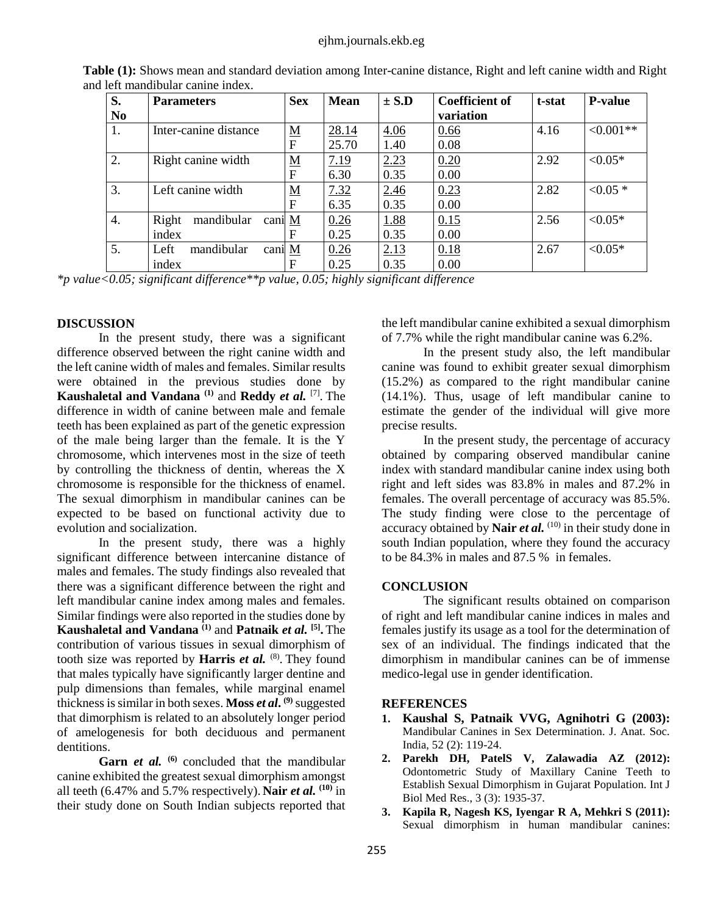**Table (1):** Shows mean and standard deviation among Inter-canine distance, Right and left canine width and Right and left mandibular canine index.

| S. No | Parameters | Sex | Mean | ± S.D | Coefficient of variation | t-stat | P-value |
|---|---|---|---|---|---|---|---|
| 1. | Inter-canine distance | M<br>F | 28.14<br>25.70 | 4.06<br>1.40 | 0.66<br>0.08 | 4.16 | <0.001** |
| 2. | Right canine width | M<br>F | 7.19<br>6.30 | 2.23<br>0.35 | 0.20<br>0.00 | 2.92 | <0.05* |
| 3. | Left canine width | M<br>F | 7.32<br>6.35 | 2.46<br>0.35 | 0.23<br>0.00 | 2.82 | <0.05 * |
| 4. | Right mandibular cani index | M<br>F | 0.26<br>0.25 | 1.88<br>0.35 | 0.15<br>0.00 | 2.56 | <0.05* |
| 5. | Left mandibular cani index | M<br>F | 0.26<br>0.25 | 2.13<br>0.35 | 0.18<br>0.00 | 2.67 | <0.05* |

*\*p value<0.05; significant difference\*\*p value, 0.05; highly significant difference*

## DISCUSSION

In the present study, there was a significant difference observed between the right canine width and the left canine width of males and females. Similar results were obtained in the previous studies done by **Kaushaletal and Vandana** [(1)] and **Reddy *et al.*** [7]. The difference in width of canine between male and female teeth has been explained as part of the genetic expression of the male being larger than the female. It is the Y chromosome, which intervenes most in the size of teeth by controlling the thickness of dentin, whereas the X chromosome is responsible for the thickness of enamel. The sexual dimorphism in mandibular canines can be expected to be based on functional activity due to evolution and socialization.

In the present study, there was a highly significant difference between intercanine distance of males and females. The study findings also revealed that there was a significant difference between the right and left mandibular canine index among males and females. Similar findings were also reported in the studies done by **Kaushaletal and Vandana** [(1)] and **Patnaik *et al.*** [[5]]**.** The contribution of various tissues in sexual dimorphism of tooth size was reported by **Harris *et al.*** [(8)]. They found that males typically have significantly larger dentine and pulp dimensions than females, while marginal enamel thickness is similar in both sexes. **Moss *et al*.** [(9)] suggested that dimorphism is related to an absolutely longer period of amelogenesis for both deciduous and permanent dentitions.

**Garn *et al.*** [(6)] concluded that the mandibular canine exhibited the greatest sexual dimorphism amongst all teeth (6.47% and 5.7% respectively). **Nair *et al.*** [(10)] in their study done on South Indian subjects reported that the left mandibular canine exhibited a sexual dimorphism of 7.7% while the right mandibular canine was 6.2%.

In the present study also, the left mandibular canine was found to exhibit greater sexual dimorphism (15.2%) as compared to the right mandibular canine (14.1%). Thus, usage of left mandibular canine to estimate the gender of the individual will give more precise results.

In the present study, the percentage of accuracy obtained by comparing observed mandibular canine index with standard mandibular canine index using both right and left sides was 83.8% in males and 87.2% in females. The overall percentage of accuracy was 85.5%. The study finding were close to the percentage of accuracy obtained by **Nair *et al.*** [(10)] in their study done in south Indian population, where they found the accuracy to be 84.3% in males and 87.5 % in females.

## CONCLUSION

The significant results obtained on comparison of right and left mandibular canine indices in males and females justify its usage as a tool for the determination of sex of an individual. The findings indicated that the dimorphism in mandibular canines can be of immense medico-legal use in gender identification.

## REFERENCES

1. **Kaushal S, Patnaik VVG, Agnihotri G (2003):** Mandibular Canines in Sex Determination. J. Anat. Soc. India, 52 (2): 119-24.
2. **Parekh DH, PatelS V, Zalawadia AZ (2012):** Odontometric Study of Maxillary Canine Teeth to Establish Sexual Dimorphism in Gujarat Population. Int J Biol Med Res., 3 (3): 1935-37.
3. **Kapila R, Nagesh KS, Iyengar R A, Mehkri S (2011):** Sexual dimorphism in human mandibular canines: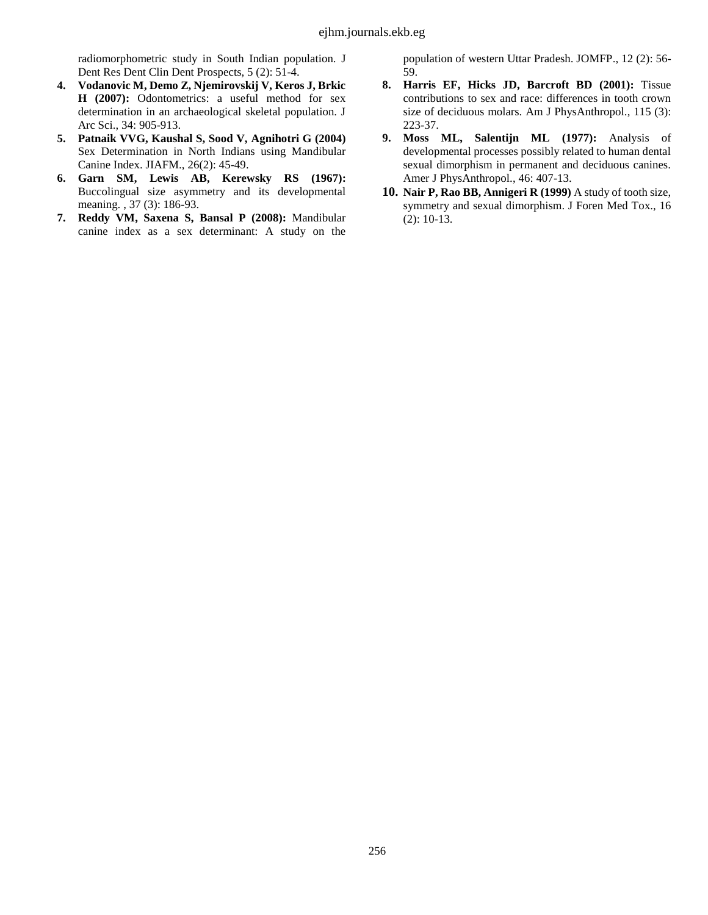radiomorphometric study in South Indian population. J Dent Res Dent Clin Dent Prospects, 5 (2): 51-4.

4. **Vodanovic M, Demo Z, Njemirovskij V, Keros J, Brkic H (2007):** Odontometrics: a useful method for sex determination in an archaeological skeletal population. J Arc Sci., 34: 905-913.
5. **Patnaik VVG, Kaushal S, Sood V, Agnihotri G (2004)** Sex Determination in North Indians using Mandibular Canine Index. JIAFM., 26(2): 45-49.
6. **Garn SM, Lewis AB, Kerewsky RS (1967):** Buccolingual size asymmetry and its developmental meaning. , 37 (3): 186-93.
7. **Reddy VM, Saxena S, Bansal P (2008):** Mandibular canine index as a sex determinant: A study on the population of western Uttar Pradesh. JOMFP., 12 (2): 56-59.
8. **Harris EF, Hicks JD, Barcroft BD (2001):** Tissue contributions to sex and race: differences in tooth crown size of deciduous molars. Am J PhysAnthropol., 115 (3): 223-37.
9. **Moss ML, Salentijn ML (1977):** Analysis of developmental processes possibly related to human dental sexual dimorphism in permanent and deciduous canines. Amer J PhysAnthropol., 46: 407-13.
10. **Nair P, Rao BB, Annigeri R (1999)** A study of tooth size, symmetry and sexual dimorphism. J Foren Med Tox., 16 (2): 10-13.